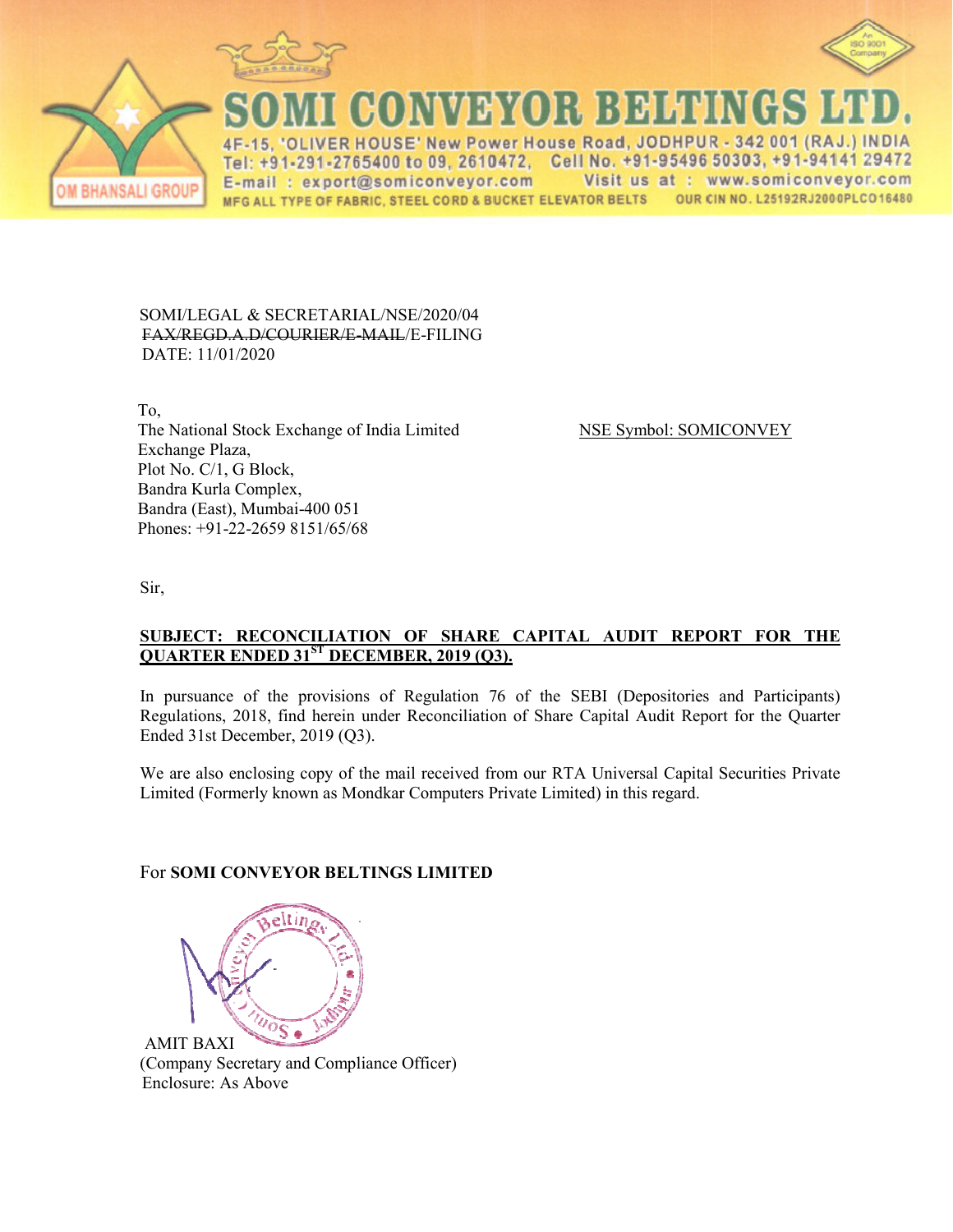# SOMI CONVEYOR BELTINGS LTD.

4F-15, 'OLIVER HOUSE' New Power House Road, JODHPUR - 342 001 (RAJ.) INDIA
Tel: +91-291-2765400 to 09, 2610472, Cell No. +91-95496 50303, +91-94141 29472
E-mail : export@somiconveyor.com Visit us at : www.somiconveyor.com
MFG ALL TYPE OF FABRIC, STEEL CORD & BUCKET ELEVATOR BELTS OUR CIN NO. L25192RJ2000PLCO16480

OM BHANSALI GROUP

An ISO 9001 Company

SOMI/LEGAL & SECRETARIAL/NSE/2020/04
~~FAX/REGD.A.D/COURIER/E-MAIL~~/E-FILING
DATE: 11/01/2020

To,
The National Stock Exchange of India Limited
Exchange Plaza,
Plot No. C/1, G Block,
Bandra Kurla Complex,
Bandra (East), Mumbai-400 051
Phones: +91-22-2659 8151/65/68

NSE Symbol: SOMICONVEY

Sir,

**SUBJECT: RECONCILIATION OF SHARE CAPITAL AUDIT REPORT FOR THE QUARTER ENDED 31ST DECEMBER, 2019 (Q3).**

In pursuance of the provisions of Regulation 76 of the SEBI (Depositories and Participants) Regulations, 2018, find herein under Reconciliation of Share Capital Audit Report for the Quarter Ended 31st December, 2019 (Q3).

We are also enclosing copy of the mail received from our RTA Universal Capital Securities Private Limited (Formerly known as Mondkar Computers Private Limited) in this regard.

For **SOMI CONVEYOR BELTINGS LIMITED**

AMIT BAXI
(Company Secretary and Compliance Officer)
Enclosure: As Above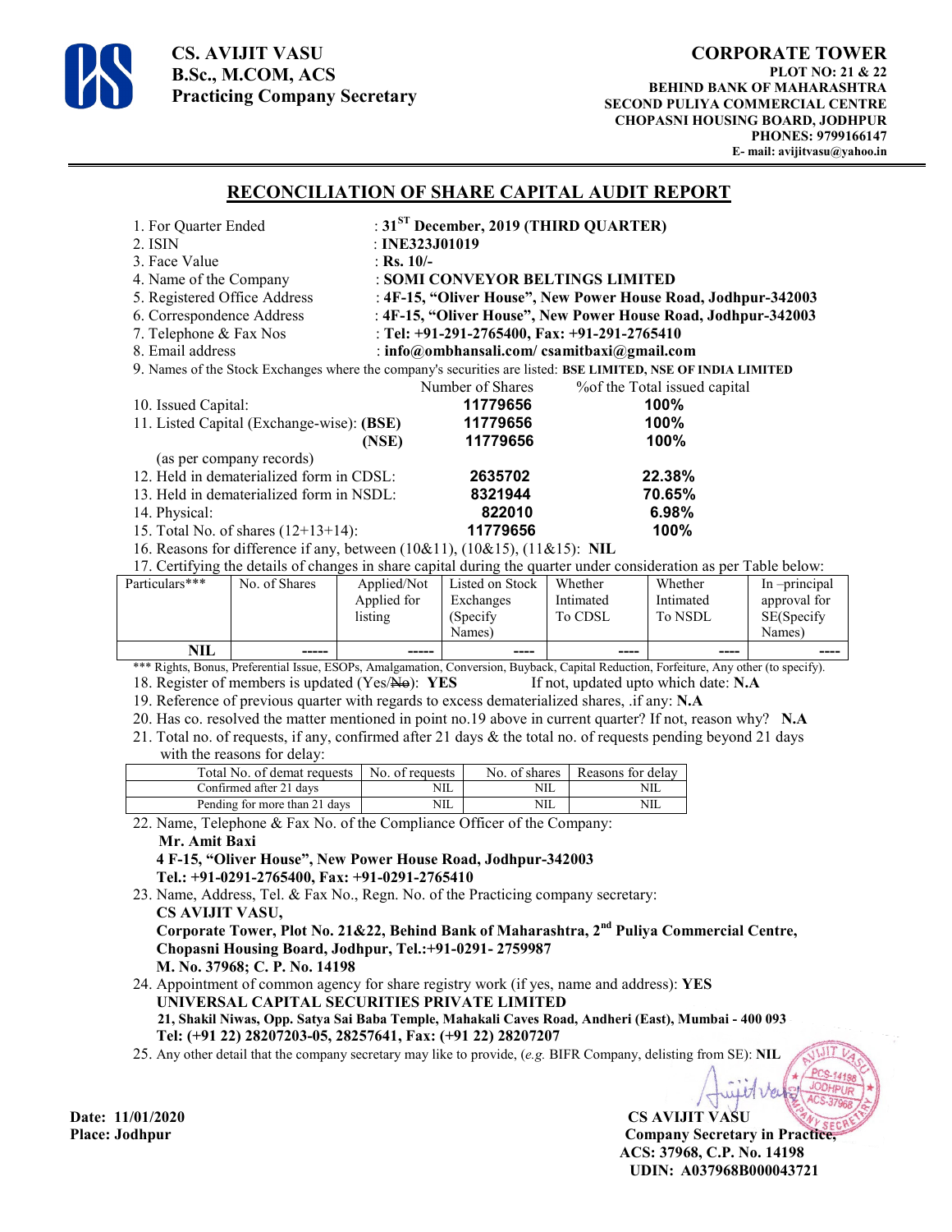**CS. AVIJIT VASU**
**B.Sc., M.COM, ACS**
**Practicing Company Secretary**

**CORPORATE TOWER**
**PLOT NO: 21 & 22**
**BEHIND BANK OF MAHARASHTRA**
**SECOND PULIYA COMMERCIAL CENTRE**
**CHOPASNI HOUSING BOARD, JODHPUR**
**PHONES: 9799166147**
**E- mail: avijitvasu@yahoo.in**

## RECONCILIATION OF SHARE CAPITAL AUDIT REPORT

1. For Quarter Ended : **31ST December, 2019 (THIRD QUARTER)**
2. ISIN : **INE323J01019**
3. Face Value : **Rs. 10/-**
4. Name of the Company : **SOMI CONVEYOR BELTINGS LIMITED**
5. Registered Office Address : **4F-15, "Oliver House", New Power House Road, Jodhpur-342003**
6. Correspondence Address : **4F-15, "Oliver House", New Power House Road, Jodhpur-342003**
7. Telephone & Fax Nos : **Tel: +91-291-2765400, Fax: +91-291-2765410**
8. Email address : **info@ombhansali.com/ csamitbaxi@gmail.com**
9. Names of the Stock Exchanges where the company's securities are listed: **BSE LIMITED, NSE OF INDIA LIMITED**

| | Number of Shares | %of the Total issued capital |
|---|---|---|
| 10. Issued Capital: | **11779656** | **100%** |
| 11. Listed Capital (Exchange-wise): **(BSE)** | **11779656** | **100%** |
| **(NSE)** | **11779656** | **100%** |
| (as per company records) | | |
| 12. Held in dematerialized form in CDSL: | **2635702** | **22.38%** |
| 13. Held in dematerialized form in NSDL: | **8321944** | **70.65%** |
| 14. Physical: | **822010** | **6.98%** |
| 15. Total No. of shares (12+13+14): | **11779656** | **100%** |

16. Reasons for difference if any, between (10&11), (10&15), (11&15): **NIL**
17. Certifying the details of changes in share capital during the quarter under consideration as per Table below:

| Particulars*** | No. of Shares | Applied/Not Applied for listing | Listed on Stock Exchanges (Specify Names) | Whether Intimated To CDSL | Whether Intimated To NSDL | In –principal approval for SE(Specify Names) |
|---|---|---|---|---|---|---|
| **NIL** | **-----** | **-----** | **----** | **----** | **----** | **----** |

*** Rights, Bonus, Preferential Issue, ESOPs, Amalgamation, Conversion, Buyback, Capital Reduction, Forfeiture, Any other (to specify).

18. Register of members is updated (Yes/~~No~~): **YES** If not, updated upto which date: **N.A**
19. Reference of previous quarter with regards to excess dematerialized shares, .if any: **N.A**
20. Has co. resolved the matter mentioned in point no.19 above in current quarter? If not, reason why? **N.A**
21. Total no. of requests, if any, confirmed after 21 days & the total no. of requests pending beyond 21 days with the reasons for delay:

| Total No. of demat requests | No. of requests | No. of shares | Reasons for delay |
|---|---|---|---|
| Confirmed after 21 days | NIL | NIL | NIL |
| Pending for more than 21 days | NIL | NIL | NIL |

22. Name, Telephone & Fax No. of the Compliance Officer of the Company:
    **Mr. Amit Baxi**
    **4 F-15, "Oliver House", New Power House Road, Jodhpur-342003**
    **Tel.: +91-0291-2765400, Fax: +91-0291-2765410**
23. Name, Address, Tel. & Fax No., Regn. No. of the Practicing company secretary:
    **CS AVIJIT VASU,**
    **Corporate Tower, Plot No. 21&22, Behind Bank of Maharashtra, 2nd Puliya Commercial Centre, Chopasni Housing Board, Jodhpur, Tel.:+91-0291- 2759987**
    **M. No. 37968; C. P. No. 14198**
24. Appointment of common agency for share registry work (if yes, name and address): **YES**
    **UNIVERSAL CAPITAL SECURITIES PRIVATE LIMITED**
    **21, Shakil Niwas, Opp. Satya Sai Baba Temple, Mahakali Caves Road, Andheri (East), Mumbai - 400 093**
    **Tel: (+91 22) 28207203-05, 28257641, Fax: (+91 22) 28207207**
25. Any other detail that the company secretary may like to provide, (*e.g.* BIFR Company, delisting from SE): **NIL**

**Date: 11/01/2020**
**Place: Jodhpur**

**CS AVIJIT VASU**
**Company Secretary in Practice,**
**ACS: 37968, C.P. No. 14198**
**UDIN: A037968B000043721**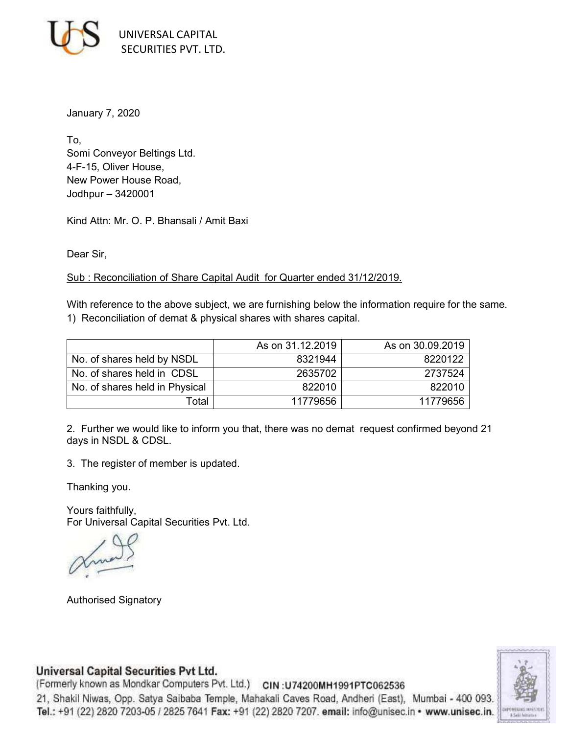UNIVERSAL CAPITAL SECURITIES PVT. LTD.

January 7, 2020

To,
Somi Conveyor Beltings Ltd.
4-F-15, Oliver House,
New Power House Road,
Jodhpur – 3420001

Kind Attn: Mr. O. P. Bhansali / Amit Baxi

Dear Sir,

Sub : Reconciliation of Share Capital Audit for Quarter ended 31/12/2019.

With reference to the above subject, we are furnishing below the information require for the same.

1) Reconciliation of demat & physical shares with shares capital.

| | As on 31.12.2019 | As on 30.09.2019 |
|---|---|---|
| No. of shares held by NSDL | 8321944 | 8220122 |
| No. of shares held in CDSL | 2635702 | 2737524 |
| No. of shares held in Physical | 822010 | 822010 |
| Total | 11779656 | 11779656 |

2. Further we would like to inform you that, there was no demat request confirmed beyond 21 days in NSDL & CDSL.

3. The register of member is updated.

Thanking you.

Yours faithfully,
For Universal Capital Securities Pvt. Ltd.

Authorised Signatory

**Universal Capital Securities Pvt Ltd.**
(Formerly known as Mondkar Computers Pvt. Ltd.) CIN :U74200MH1991PTC062536
21, Shakil Niwas, Opp. Satya Saibaba Temple, Mahakali Caves Road, Andheri (East), Mumbai - 400 093.
**Tel.:** +91 (22) 2820 7203-05 / 2825 7641 **Fax:** +91 (22) 2820 7207. **email:** info@unisec.in • **www.unisec.in**.